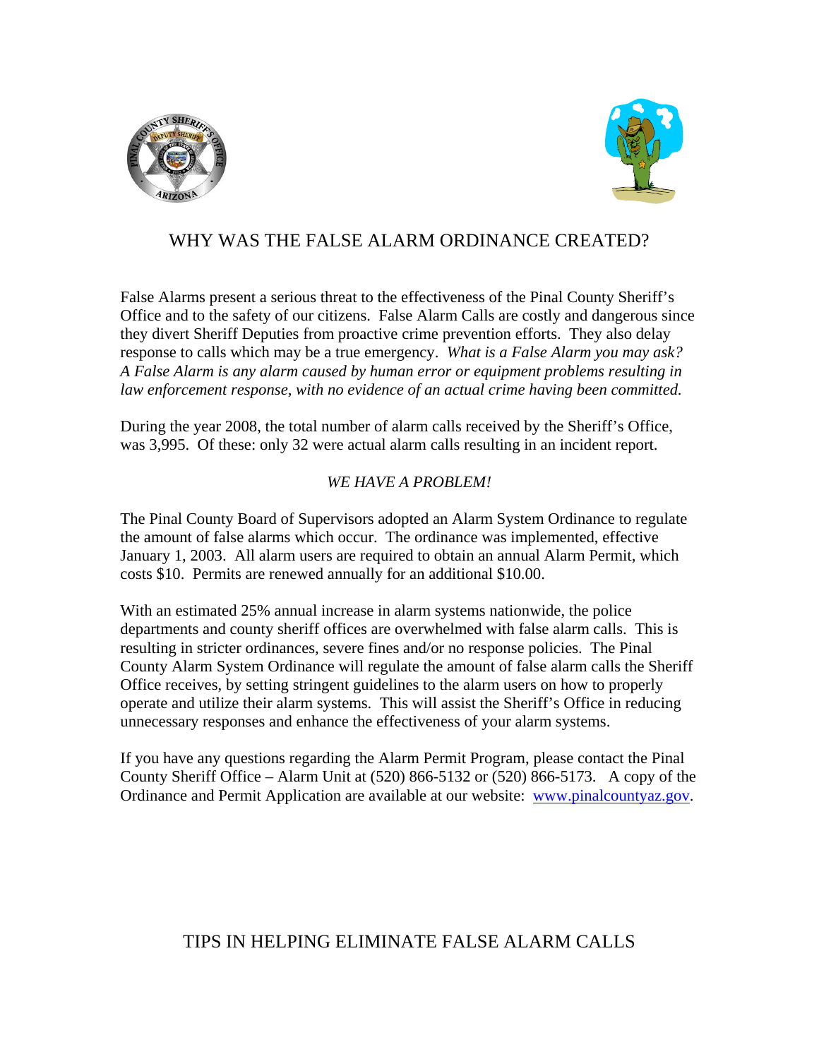# WHY WAS THE FALSE ALARM ORDINANCE CREATED?

False Alarms present a serious threat to the effectiveness of the Pinal County Sheriff's Office and to the safety of our citizens. False Alarm Calls are costly and dangerous since they divert Sheriff Deputies from proactive crime prevention efforts. They also delay response to calls which may be a true emergency. *What is a False Alarm you may ask? A False Alarm is any alarm caused by human error or equipment problems resulting in law enforcement response, with no evidence of an actual crime having been committed.*

During the year 2008, the total number of alarm calls received by the Sheriff's Office, was 3,995. Of these: only 32 were actual alarm calls resulting in an incident report.

*WE HAVE A PROBLEM!*

The Pinal County Board of Supervisors adopted an Alarm System Ordinance to regulate the amount of false alarms which occur. The ordinance was implemented, effective January 1, 2003. All alarm users are required to obtain an annual Alarm Permit, which costs $10. Permits are renewed annually for an additional $10.00.

With an estimated 25% annual increase in alarm systems nationwide, the police departments and county sheriff offices are overwhelmed with false alarm calls. This is resulting in stricter ordinances, severe fines and/or no response policies. The Pinal County Alarm System Ordinance will regulate the amount of false alarm calls the Sheriff Office receives, by setting stringent guidelines to the alarm users on how to properly operate and utilize their alarm systems. This will assist the Sheriff's Office in reducing unnecessary responses and enhance the effectiveness of your alarm systems.

If you have any questions regarding the Alarm Permit Program, please contact the Pinal County Sheriff Office – Alarm Unit at (520) 866-5132 or (520) 866-5173. A copy of the Ordinance and Permit Application are available at our website: [www.pinalcountyaz.gov](www.pinalcountyaz.gov).

# TIPS IN HELPING ELIMINATE FALSE ALARM CALLS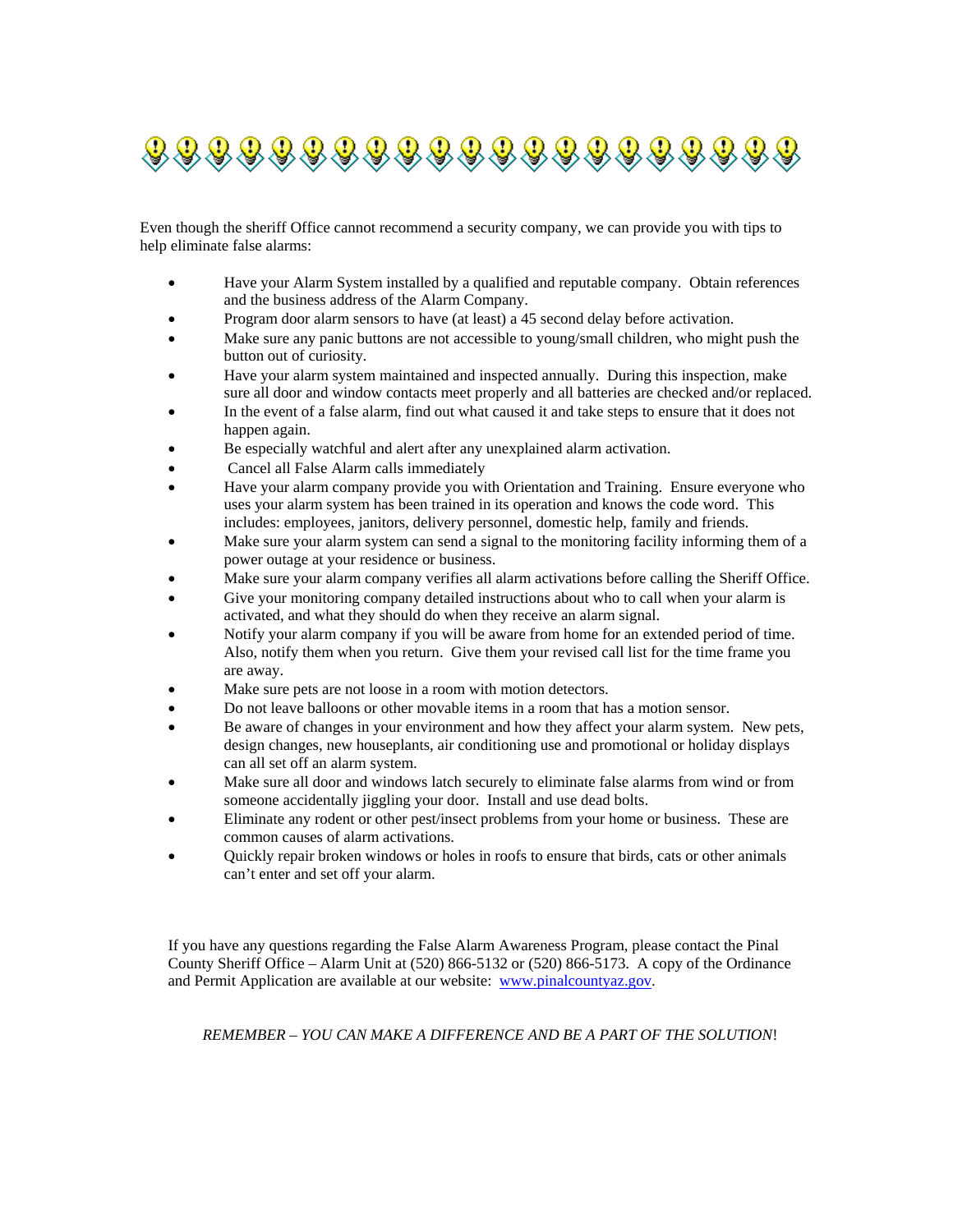Even though the sheriff Office cannot recommend a security company, we can provide you with tips to help eliminate false alarms:

- Have your Alarm System installed by a qualified and reputable company. Obtain references and the business address of the Alarm Company.
- Program door alarm sensors to have (at least) a 45 second delay before activation.
- Make sure any panic buttons are not accessible to young/small children, who might push the button out of curiosity.
- Have your alarm system maintained and inspected annually. During this inspection, make sure all door and window contacts meet properly and all batteries are checked and/or replaced.
- In the event of a false alarm, find out what caused it and take steps to ensure that it does not happen again.
- Be especially watchful and alert after any unexplained alarm activation.
- Cancel all False Alarm calls immediately
- Have your alarm company provide you with Orientation and Training. Ensure everyone who uses your alarm system has been trained in its operation and knows the code word. This includes: employees, janitors, delivery personnel, domestic help, family and friends.
- Make sure your alarm system can send a signal to the monitoring facility informing them of a power outage at your residence or business.
- Make sure your alarm company verifies all alarm activations before calling the Sheriff Office.
- Give your monitoring company detailed instructions about who to call when your alarm is activated, and what they should do when they receive an alarm signal.
- Notify your alarm company if you will be aware from home for an extended period of time. Also, notify them when you return. Give them your revised call list for the time frame you are away.
- Make sure pets are not loose in a room with motion detectors.
- Do not leave balloons or other movable items in a room that has a motion sensor.
- Be aware of changes in your environment and how they affect your alarm system. New pets, design changes, new houseplants, air conditioning use and promotional or holiday displays can all set off an alarm system.
- Make sure all door and windows latch securely to eliminate false alarms from wind or from someone accidentally jiggling your door. Install and use dead bolts.
- Eliminate any rodent or other pest/insect problems from your home or business. These are common causes of alarm activations.
- Quickly repair broken windows or holes in roofs to ensure that birds, cats or other animals can't enter and set off your alarm.

If you have any questions regarding the False Alarm Awareness Program, please contact the Pinal County Sheriff Office – Alarm Unit at (520) 866-5132 or (520) 866-5173. A copy of the Ordinance and Permit Application are available at our website: [www.pinalcountyaz.gov](http://www.pinalcountyaz.gov).

*REMEMBER – YOU CAN MAKE A DIFFERENCE AND BE A PART OF THE SOLUTION*!